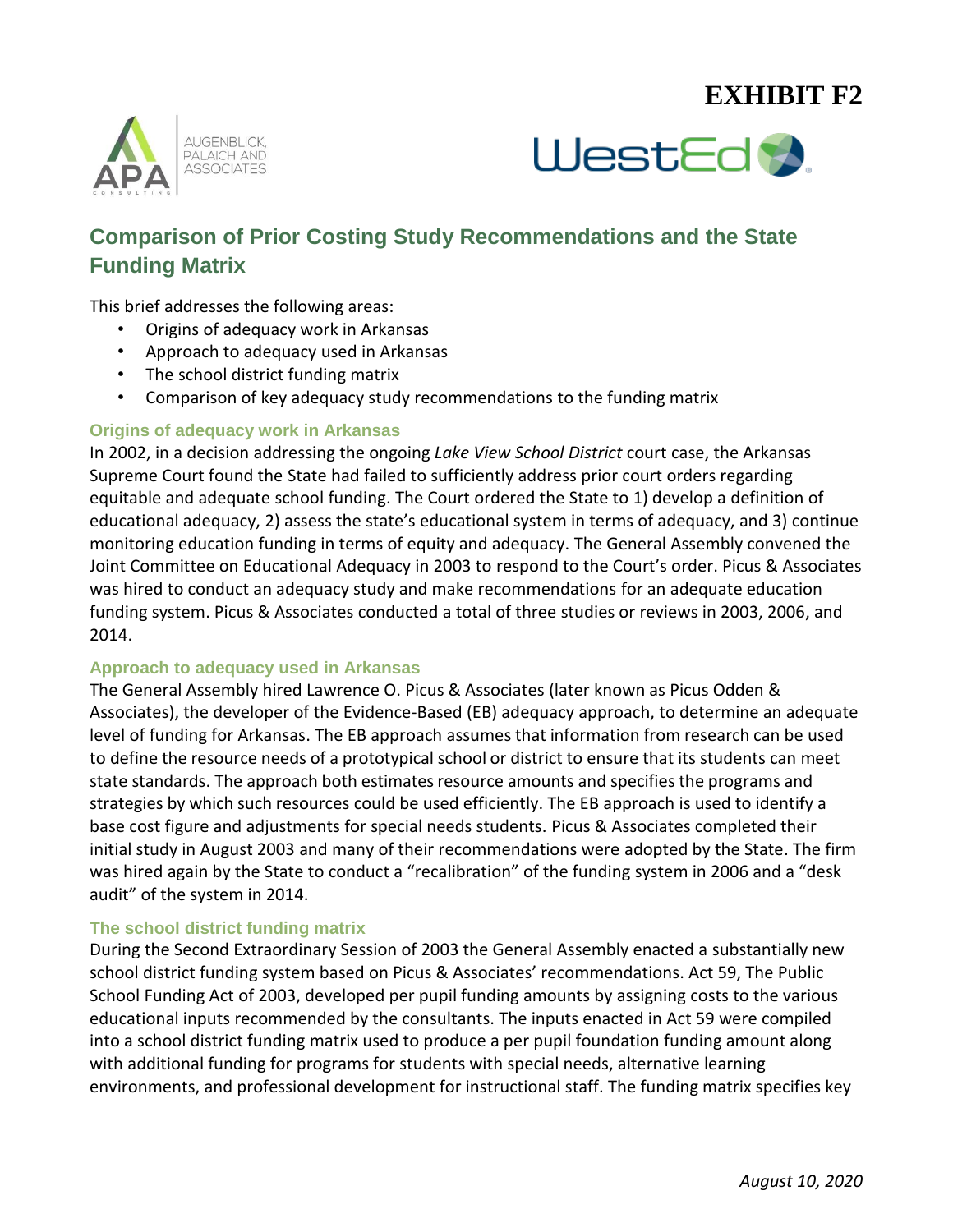# EXHIBIT F2

## Comparison of Prior Costing Study Recommendations and the State Funding Matrix

This brief addresses the following areas:

- Origins of adequacy work in Arkansas
- Approach to adequacy used in Arkansas
- The school district funding matrix
- Comparison of key adequacy study recommendations to the funding matrix

### Origins of adequacy work in Arkansas

In 2002, in a decision addressing the ongoing *Lake View School District* court case, the Arkansas Supreme Court found the State had failed to sufficiently address prior court orders regarding equitable and adequate school funding. The Court ordered the State to 1) develop a definition of educational adequacy, 2) assess the state's educational system in terms of adequacy, and 3) continue monitoring education funding in terms of equity and adequacy. The General Assembly convened the Joint Committee on Educational Adequacy in 2003 to respond to the Court's order. Picus & Associates was hired to conduct an adequacy study and make recommendations for an adequate education funding system. Picus & Associates conducted a total of three studies or reviews in 2003, 2006, and 2014.

### Approach to adequacy used in Arkansas

The General Assembly hired Lawrence O. Picus & Associates (later known as Picus Odden & Associates), the developer of the Evidence-Based (EB) adequacy approach, to determine an adequate level of funding for Arkansas. The EB approach assumes that information from research can be used to define the resource needs of a prototypical school or district to ensure that its students can meet state standards. The approach both estimates resource amounts and specifies the programs and strategies by which such resources could be used efficiently. The EB approach is used to identify a base cost figure and adjustments for special needs students. Picus & Associates completed their initial study in August 2003 and many of their recommendations were adopted by the State. The firm was hired again by the State to conduct a "recalibration" of the funding system in 2006 and a "desk audit" of the system in 2014.

### The school district funding matrix

During the Second Extraordinary Session of 2003 the General Assembly enacted a substantially new school district funding system based on Picus & Associates' recommendations. Act 59, The Public School Funding Act of 2003, developed per pupil funding amounts by assigning costs to the various educational inputs recommended by the consultants. The inputs enacted in Act 59 were compiled into a school district funding matrix used to produce a per pupil foundation funding amount along with additional funding for programs for students with special needs, alternative learning environments, and professional development for instructional staff. The funding matrix specifies key

*August 10, 2020*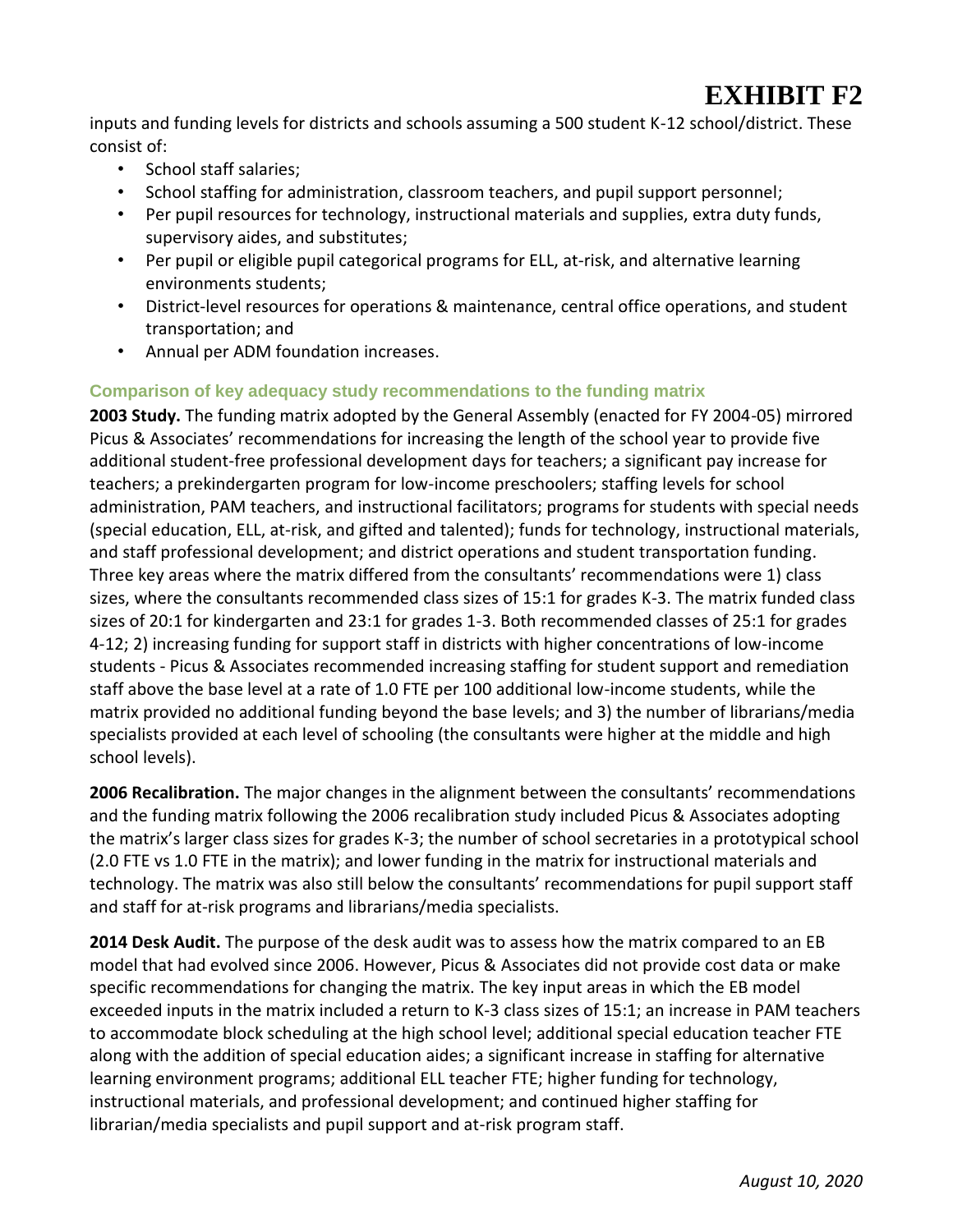inputs and funding levels for districts and schools assuming a 500 student K-12 school/district. These consist of:

- School staff salaries;
- School staffing for administration, classroom teachers, and pupil support personnel;
- Per pupil resources for technology, instructional materials and supplies, extra duty funds, supervisory aides, and substitutes;
- Per pupil or eligible pupil categorical programs for ELL, at-risk, and alternative learning environments students;
- District-level resources for operations & maintenance, central office operations, and student transportation; and
- Annual per ADM foundation increases.

### Comparison of key adequacy study recommendations to the funding matrix

**2003 Study.** The funding matrix adopted by the General Assembly (enacted for FY 2004-05) mirrored Picus & Associates' recommendations for increasing the length of the school year to provide five additional student-free professional development days for teachers; a significant pay increase for teachers; a prekindergarten program for low-income preschoolers; staffing levels for school administration, PAM teachers, and instructional facilitators; programs for students with special needs (special education, ELL, at-risk, and gifted and talented); funds for technology, instructional materials, and staff professional development; and district operations and student transportation funding. Three key areas where the matrix differed from the consultants' recommendations were 1) class sizes, where the consultants recommended class sizes of 15:1 for grades K-3. The matrix funded class sizes of 20:1 for kindergarten and 23:1 for grades 1-3. Both recommended classes of 25:1 for grades 4-12; 2) increasing funding for support staff in districts with higher concentrations of low-income students - Picus & Associates recommended increasing staffing for student support and remediation staff above the base level at a rate of 1.0 FTE per 100 additional low-income students, while the matrix provided no additional funding beyond the base levels; and 3) the number of librarians/media specialists provided at each level of schooling (the consultants were higher at the middle and high school levels).

**2006 Recalibration.** The major changes in the alignment between the consultants' recommendations and the funding matrix following the 2006 recalibration study included Picus & Associates adopting the matrix's larger class sizes for grades K-3; the number of school secretaries in a prototypical school (2.0 FTE vs 1.0 FTE in the matrix); and lower funding in the matrix for instructional materials and technology. The matrix was also still below the consultants' recommendations for pupil support staff and staff for at-risk programs and librarians/media specialists.

**2014 Desk Audit.** The purpose of the desk audit was to assess how the matrix compared to an EB model that had evolved since 2006. However, Picus & Associates did not provide cost data or make specific recommendations for changing the matrix. The key input areas in which the EB model exceeded inputs in the matrix included a return to K-3 class sizes of 15:1; an increase in PAM teachers to accommodate block scheduling at the high school level; additional special education teacher FTE along with the addition of special education aides; a significant increase in staffing for alternative learning environment programs; additional ELL teacher FTE; higher funding for technology, instructional materials, and professional development; and continued higher staffing for librarian/media specialists and pupil support and at-risk program staff.